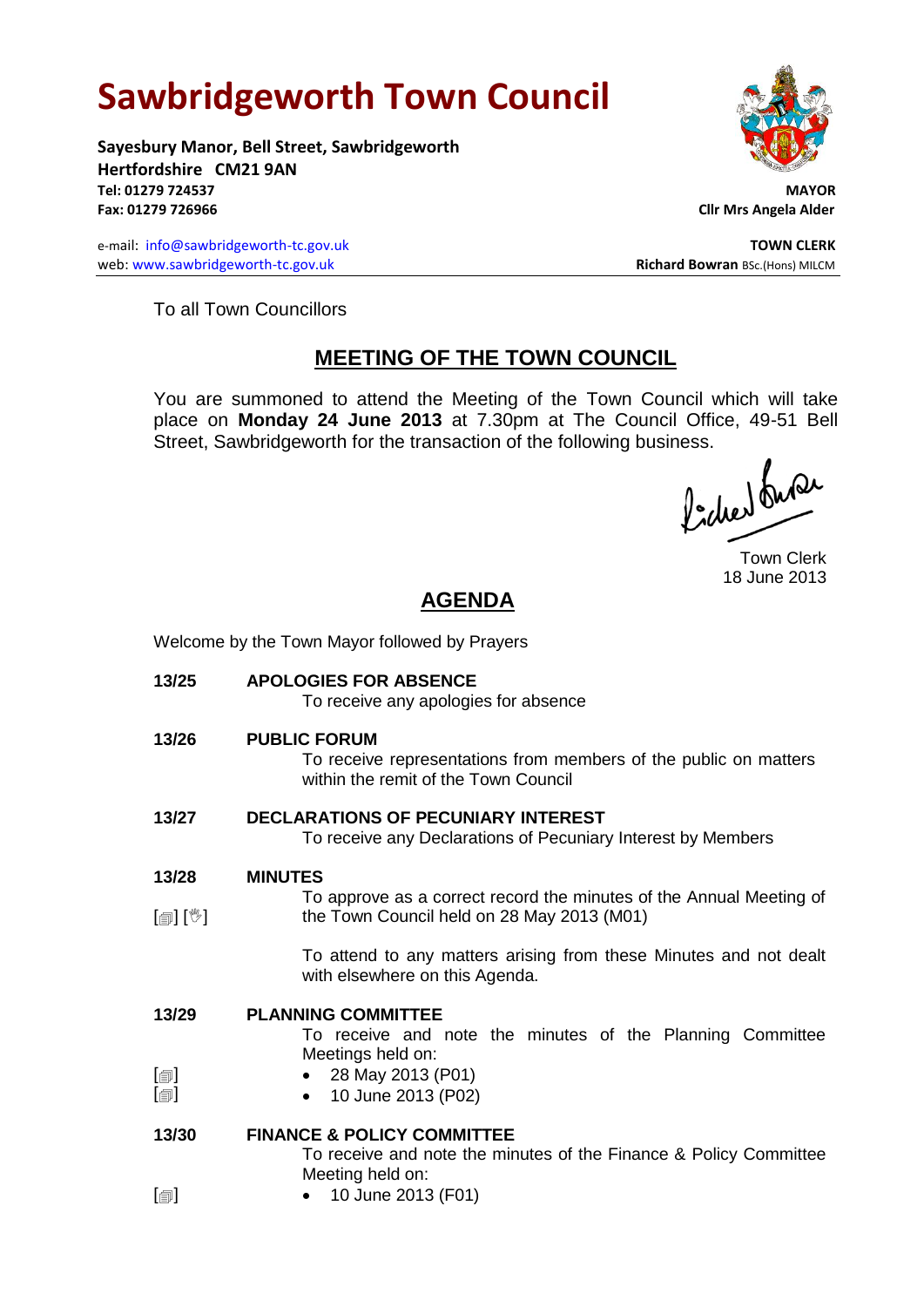# Sawbridgeworth Town Council

**Sayesbury Manor, Bell Street, Sawbridgeworth**
**Hertfordshire CM21 9AN**
**Tel: 01279 724537**
**Fax: 01279 726966**

e-mail: info@sawbridgeworth-tc.gov.uk
web: www.sawbridgeworth-tc.gov.uk

**MAYOR**
**Cllr Mrs Angela Alder**

**TOWN CLERK**
**Richard Bowran** BSc.(Hons) MILCM

To all Town Councillors

## MEETING OF THE TOWN COUNCIL

You are summoned to attend the Meeting of the Town Council which will take place on **Monday 24 June 2013** at 7.30pm at The Council Office, 49-51 Bell Street, Sawbridgeworth for the transaction of the following business.

Town Clerk
18 June 2013

## AGENDA

Welcome by the Town Mayor followed by Prayers

**13/25 APOLOGIES FOR ABSENCE**
To receive any apologies for absence

**13/26 PUBLIC FORUM**
To receive representations from members of the public on matters within the remit of the Town Council

**13/27 DECLARATIONS OF PECUNIARY INTEREST**
To receive any Declarations of Pecuniary Interest by Members

**13/28 MINUTES**
[📄] [✋] To approve as a correct record the minutes of the Annual Meeting of the Town Council held on 28 May 2013 (M01)

To attend to any matters arising from these Minutes and not dealt with elsewhere on this Agenda.

**13/29 PLANNING COMMITTEE**
To receive and note the minutes of the Planning Committee Meetings held on:

- [📄] 28 May 2013 (P01)
- [📄] 10 June 2013 (P02)

**13/30 FINANCE & POLICY COMMITTEE**
To receive and note the minutes of the Finance & Policy Committee Meeting held on:

- [📄] 10 June 2013 (F01)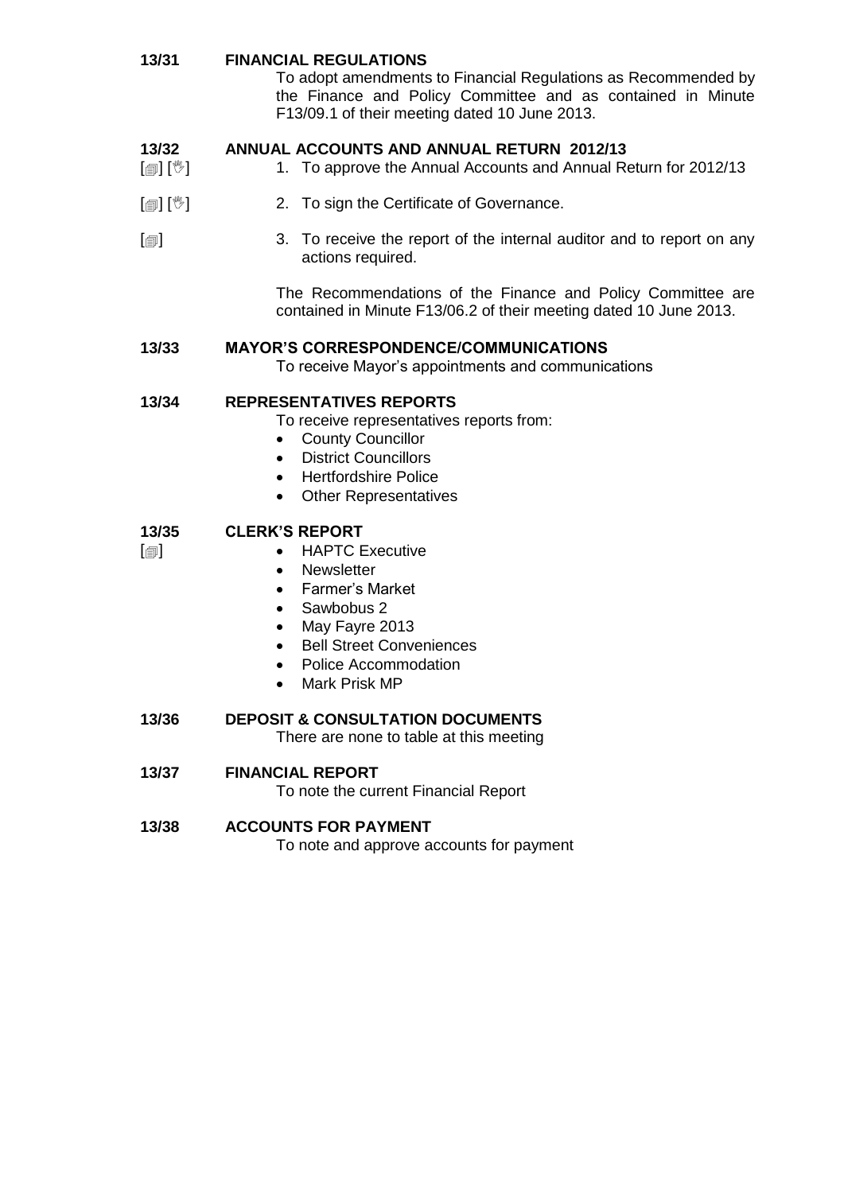**13/31 FINANCIAL REGULATIONS**

To adopt amendments to Financial Regulations as Recommended by the Finance and Policy Committee and as contained in Minute F13/09.1 of their meeting dated 10 June 2013.

**13/32 ANNUAL ACCOUNTS AND ANNUAL RETURN 2012/13**

[🗐] [🖑] 1. To approve the Annual Accounts and Annual Return for 2012/13

[🗐] [🖑] 2. To sign the Certificate of Governance.

[🗐] 3. To receive the report of the internal auditor and to report on any actions required.

The Recommendations of the Finance and Policy Committee are contained in Minute F13/06.2 of their meeting dated 10 June 2013.

**13/33 MAYOR'S CORRESPONDENCE/COMMUNICATIONS**

To receive Mayor's appointments and communications

**13/34 REPRESENTATIVES REPORTS**

To receive representatives reports from:

- County Councillor
- District Councillors
- Hertfordshire Police
- Other Representatives

**13/35 CLERK'S REPORT**

[🗐]

- HAPTC Executive
- Newsletter
- Farmer's Market
- Sawbobus 2
- May Fayre 2013
- Bell Street Conveniences
- Police Accommodation
- Mark Prisk MP

**13/36 DEPOSIT & CONSULTATION DOCUMENTS**

There are none to table at this meeting

**13/37 FINANCIAL REPORT**

To note the current Financial Report

**13/38 ACCOUNTS FOR PAYMENT**

To note and approve accounts for payment